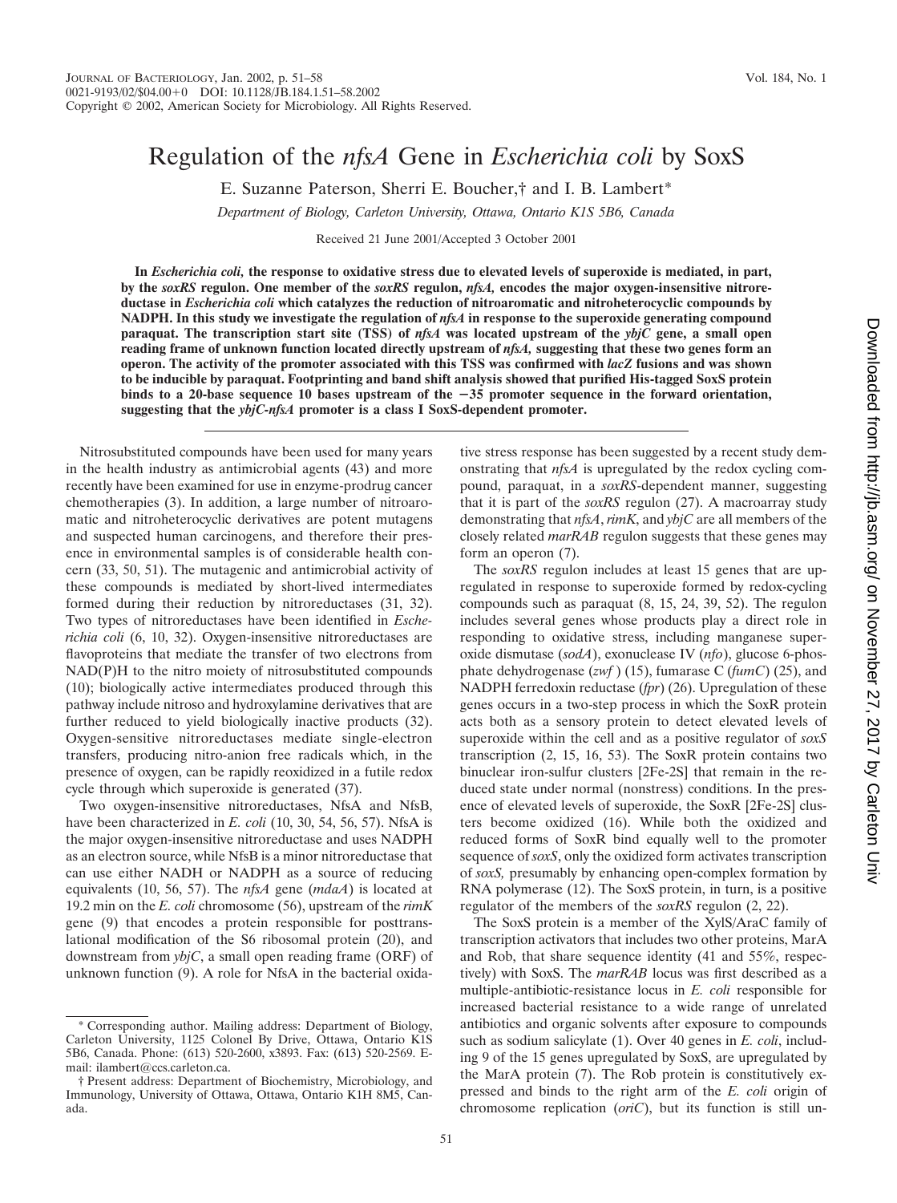# Regulation of the *nfsA* Gene in *Escherichia coli* by SoxS

E. Suzanne Paterson, Sherri E. Boucher,† and I. B. Lambert*

*Department of Biology, Carleton University, Ottawa, Ontario K1S 5B6, Canada*

Received 21 June 2001/Accepted 3 October 2001

**In *Escherichia coli*, the response to oxidative stress due to elevated levels of superoxide is mediated, in part, by the *soxRS* regulon. One member of the *soxRS* regulon, *nfsA*, encodes the major oxygen-insensitive nitroreductase in *Escherichia coli* which catalyzes the reduction of nitroaromatic and nitroheterocyclic compounds by NADPH. In this study we investigate the regulation of *nfsA* in response to the superoxide generating compound paraquat. The transcription start site (TSS) of *nfsA* was located upstream of the *ybjC* gene, a small open reading frame of unknown function located directly upstream of *nfsA*, suggesting that these two genes form an operon. The activity of the promoter associated with this TSS was confirmed with *lacZ* fusions and was shown to be inducible by paraquat. Footprinting and band shift analysis showed that purified His-tagged SoxS protein binds to a 20-base sequence 10 bases upstream of the −35 promoter sequence in the forward orientation, suggesting that the *ybjC-nfsA* promoter is a class I SoxS-dependent promoter.**

Nitrosubstituted compounds have been used for many years in the health industry as antimicrobial agents (43) and more recently have been examined for use in enzyme-prodrug cancer chemotherapies (3). In addition, a large number of nitroaromatic and nitroheterocyclic derivatives are potent mutagens and suspected human carcinogens, and therefore their presence in environmental samples is of considerable health concern (33, 50, 51). The mutagenic and antimicrobial activity of these compounds is mediated by short-lived intermediates formed during their reduction by nitroreductases (31, 32). Two types of nitroreductases have been identified in *Escherichia coli* (6, 10, 32). Oxygen-insensitive nitroreductases are flavoproteins that mediate the transfer of two electrons from NAD(P)H to the nitro moiety of nitrosubstituted compounds (10); biologically active intermediates produced through this pathway include nitroso and hydroxylamine derivatives that are further reduced to yield biologically inactive products (32). Oxygen-sensitive nitroreductases mediate single-electron transfers, producing nitro-anion free radicals which, in the presence of oxygen, can be rapidly reoxidized in a futile redox cycle through which superoxide is generated (37).

Two oxygen-insensitive nitroreductases, NfsA and NfsB, have been characterized in *E. coli* (10, 30, 54, 56, 57). NfsA is the major oxygen-insensitive nitroreductase and uses NADPH as an electron source, while NfsB is a minor nitroreductase that can use either NADH or NADPH as a source of reducing equivalents (10, 56, 57). The *nfsA* gene (*mdaA*) is located at 19.2 min on the *E. coli* chromosome (56), upstream of the *rimK* gene (9) that encodes a protein responsible for posttranslational modification of the S6 ribosomal protein (20), and downstream from *ybjC*, a small open reading frame (ORF) of unknown function (9). A role for NfsA in the bacterial oxidative stress response has been suggested by a recent study demonstrating that *nfsA* is upregulated by the redox cycling compound, paraquat, in a *soxRS*-dependent manner, suggesting that it is part of the *soxRS* regulon (27). A macroarray study demonstrating that *nfsA*, *rimK*, and *ybjC* are all members of the closely related *marRAB* regulon suggests that these genes may form an operon (7).

The *soxRS* regulon includes at least 15 genes that are upregulated in response to superoxide formed by redox-cycling compounds such as paraquat (8, 15, 24, 39, 52). The regulon includes several genes whose products play a direct role in responding to oxidative stress, including manganese superoxide dismutase (*sodA*), exonuclease IV (*nfo*), glucose 6-phosphate dehydrogenase (*zwf*) (15), fumarase C (*fumC*) (25), and NADPH ferredoxin reductase (*fpr*) (26). Upregulation of these genes occurs in a two-step process in which the SoxR protein acts both as a sensory protein to detect elevated levels of superoxide within the cell and as a positive regulator of *soxS* transcription (2, 15, 16, 53). The SoxR protein contains two binuclear iron-sulfur clusters [2Fe-2S] that remain in the reduced state under normal (nonstress) conditions. In the presence of elevated levels of superoxide, the SoxR [2Fe-2S] clusters become oxidized (16). While both the oxidized and reduced forms of SoxR bind equally well to the promoter sequence of *soxS*, only the oxidized form activates transcription of *soxS*, presumably by enhancing open-complex formation by RNA polymerase (12). The SoxS protein, in turn, is a positive regulator of the members of the *soxRS* regulon (2, 22).

The SoxS protein is a member of the XylS/AraC family of transcription activators that includes two other proteins, MarA and Rob, that share sequence identity (41 and 55%, respectively) with SoxS. The *marRAB* locus was first described as a multiple-antibiotic-resistance locus in *E. coli* responsible for increased bacterial resistance to a wide range of unrelated antibiotics and organic solvents after exposure to compounds such as sodium salicylate (1). Over 40 genes in *E. coli*, including 9 of the 15 genes upregulated by SoxS, are upregulated by the MarA protein (7). The Rob protein is constitutively expressed and binds to the right arm of the *E. coli* origin of chromosome replication (*oriC*), but its function is still un-

---

* Corresponding author. Mailing address: Department of Biology, Carleton University, 1125 Colonel By Drive, Ottawa, Ontario K1S 5B6, Canada. Phone: (613) 520-2600, x3893. Fax: (613) 520-2569. E-mail: ilambert@ccs.carleton.ca.

† Present address: Department of Biochemistry, Microbiology, and Immunology, University of Ottawa, Ottawa, Ontario K1H 8M5, Canada.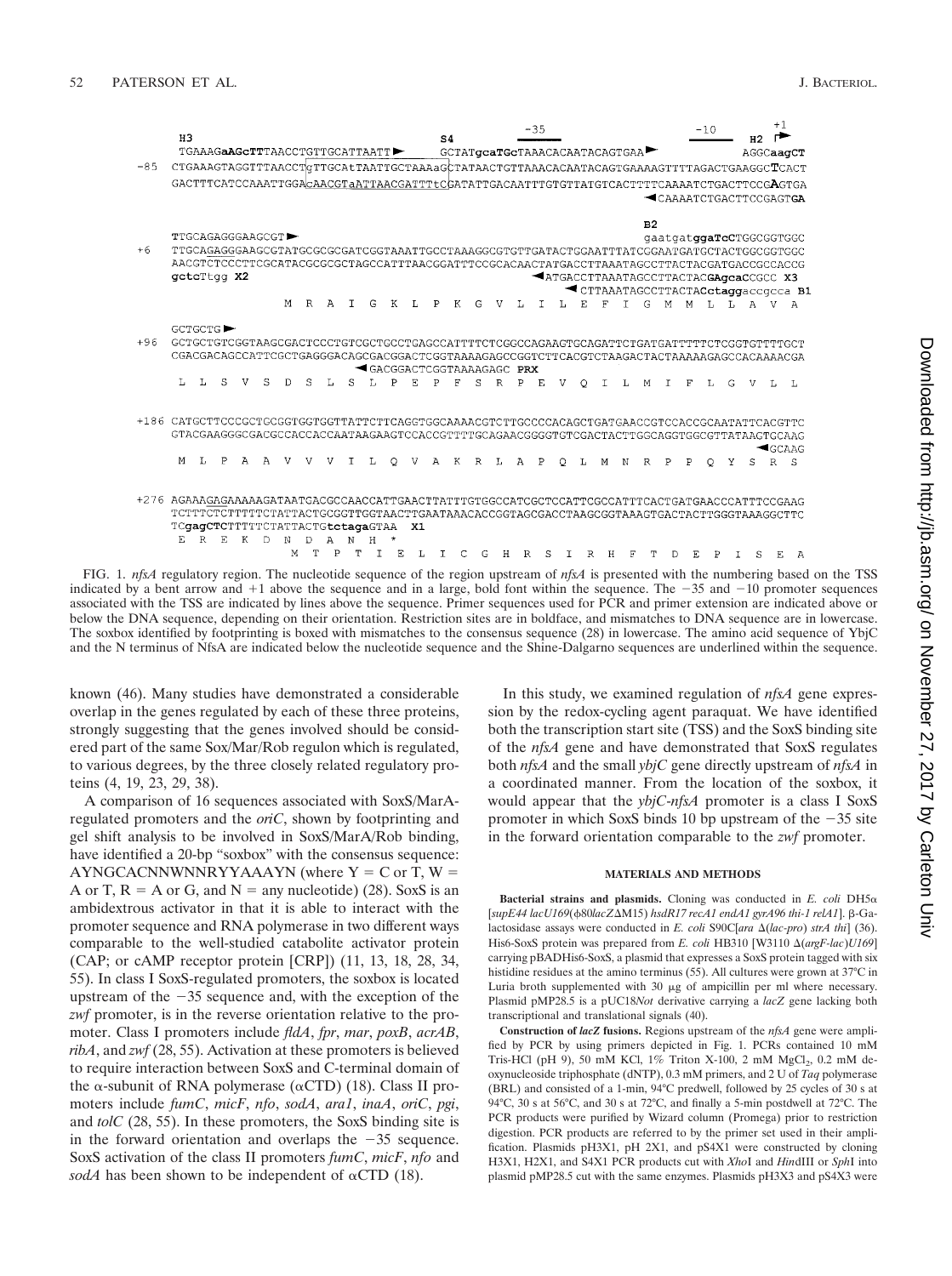```
     H3                                            S4              -35                        -10     H2  +1
     TGAAAGaAGcTTTAACCTGTTGCATTAATT►               GCTATgcaTGcTAAACACAATACAGTGAA►                    AGGCaagCT
-85  CTGAAAGTAGGTTTAACCTGTTGCATAATTGCTAAAaGCTATAACTGTTAAACACAATACAGTGAAAAGTTTAGACTGAAGGCTCACT
     GACTTTCATCCAAATTGGACAACGTaATTAACGATTTtCGATATTGACAATTTGTGTTATGTCACTTTTCAAAATCTGACTTCCGAGTGA
                                                                                ◄CAAAATCTGACTTCCGAGTGA

     TTGCAGAGGGAAGCGT►                                                          B2
                                                                                gaatgatggaTcCTGGCGGTGGC
+6   TTGCAGAGGGAAGCGTATGCGCGCGATCGGTAAATTGCCTAAAGGCGTGTTGATACTGGAATTTATCGGAATGATGCTACTGGCGGTGGC
     AACGTCTCCCTTCGCATACGCGCGCTAGCCATTTAACGGATTTCCGCACAACTATGACCTTAAATAGCCTTACTACGATGACCGCCACCG
     gctcTtgg X2                                       ◄ATGACCTTAAATAGCCTTACTACGAgcaCCGCC X3
                                                         ◄CTTAAATAGCCTTACTACCtaggaccgcca B1
                      M  R  A  I  G  K  L  P  K  G  V  L  I  L  E  F  I  G  M  M  L  L  A  V  A

     GCTGCTG►
+96  GCTGCTGTCGGTAAGCGACTCCCTGTCGCTGCCTGAGCCATTTTCTCGGCCAGAAGTGCAGATTCTGATGATTTTTCTCGGTGTTTTGCT
     CGACGACAGCCATTCGCTGAGGGACAGCGACGGACTCGGTAAAAGAGCCGGTCTTCACGTCTAAGACTACTAAAAAGAGCCACAAAACGA
                              ◄GACGGACTCGGTAAAAGAGC PRX
      L  L  S  V  S  D  S  L  S  L  P  E  P  F  S  R  P  E  V  Q  I  L  M  I  F  L  G  V  L  L

+186 CATGCTTCCCGCTGCGGTGGTGGTTATTCTTCAGGTGGCAAAACGTCTTGCCCCACAGCTGATGAACCGTCCACCGCAATATTCACGTTC
     GTACGAAGGGCGACGCCACCACCAATAAGAAGTCCACCGTTTTGCAGAACGGGGTGTCGACTACTTGGCAGGTGGCGTTATAAGTGCAAG
                                                                                            ◄GCAAG
      M  L  P  A  A  V  V  V  I  L  Q  V  A  K  R  L  A  P  Q  L  M  N  R  P  P  Q  Y  S  R  S

+276 AGAAAGAGAAAAAGATAATGACGCCAACCATTGAACTTATTTGTGGCCATCGCTCCATTCGCCATTTCACTGATGAACCCATTTCCGAAG
     TCTTTCTCTTTTTCTATTACTGCGGTTGGTAACTTGAATAAACACCGGTAGCGACCTAAGCGGTAAAGTGACTACTTGGGTAAAGGCTTC
     TCgagCTCTTTTTCTATTACTGtctagaGTAA  X1
      E  R  E  K  D  N  D  A  N  H  *
                        M  T  P  T  I  E  L  I  C  G  H  R  S  I  R  H  F  T  D  E  P  I  S  E  A
```

FIG. 1. *nfsA* regulatory region. The nucleotide sequence of the region upstream of *nfsA* is presented with the numbering based on the TSS indicated by a bent arrow and +1 above the sequence and in a large, bold font within the sequence. The −35 and −10 promoter sequences associated with the TSS are indicated by lines above the sequence. Primer sequences used for PCR and primer extension are indicated above or below the DNA sequence, depending on their orientation. Restriction sites are in boldface, and mismatches to DNA sequence are in lowercase. The soxbox identified by footprinting is boxed with mismatches to the consensus sequence (28) in lowercase. The amino acid sequence of YbjC and the N terminus of NfsA are indicated below the nucleotide sequence and the Shine-Dalgarno sequences are underlined within the sequence.

known (46). Many studies have demonstrated a considerable overlap in the genes regulated by each of these three proteins, strongly suggesting that the genes involved should be considered part of the same Sox/Mar/Rob regulon which is regulated, to various degrees, by the three closely related regulatory proteins (4, 19, 23, 29, 38).

A comparison of 16 sequences associated with SoxS/MarA-regulated promoters and the *oriC*, shown by footprinting and gel shift analysis to be involved in SoxS/MarA/Rob binding, have identified a 20-bp "soxbox" with the consensus sequence: AYNGCACNNWNNRYYAAAYN (where Y = C or T, W = A or T, R = A or G, and N = any nucleotide) (28). SoxS is an ambidextrous activator in that it is able to interact with the promoter sequence and RNA polymerase in two different ways comparable to the well-studied catabolite activator protein (CAP; or cAMP receptor protein [CRP]) (11, 13, 18, 28, 34, 55). In class I SoxS-regulated promoters, the soxbox is located upstream of the −35 sequence and, with the exception of the *zwf* promoter, is in the reverse orientation relative to the promoter. Class I promoters include *fldA*, *fpr*, *mar*, *poxB*, *acrAB*, *ribA*, and *zwf* (28, 55). Activation at these promoters is believed to require interaction between SoxS and C-terminal domain of the α-subunit of RNA polymerase (αCTD) (18). Class II promoters include *fumC*, *micF*, *nfo*, *sodA*, *ara1*, *inaA*, *oriC*, *pgi*, and *tolC* (28, 55). In these promoters, the SoxS binding site is in the forward orientation and overlaps the −35 sequence. SoxS activation of the class II promoters *fumC*, *micF*, *nfo* and *sodA* has been shown to be independent of αCTD (18).

In this study, we examined regulation of *nfsA* gene expression by the redox-cycling agent paraquat. We have identified both the transcription start site (TSS) and the SoxS binding site of the *nfsA* gene and have demonstrated that SoxS regulates both *nfsA* and the small *ybjC* gene directly upstream of *nfsA* in a coordinated manner. From the location of the soxbox, it would appear that the *ybjC-nfsA* promoter is a class I SoxS promoter in which SoxS binds 10 bp upstream of the −35 site in the forward orientation comparable to the *zwf* promoter.

## MATERIALS AND METHODS

**Bacterial strains and plasmids.** Cloning was conducted in *E. coli* DH5α [*supE44 lacU169*(φ80*lacZ*ΔM15) *hsdR17 recA1 endA1 gyrA96 thi-1 relA1*]. β-Galactosidase assays were conducted in *E. coli* S90C[*ara* Δ(*lac-pro*) *strA thi*] (36). His6-SoxS protein was prepared from *E. coli* HB310 [W3110 Δ(*argF-lac*)*U169*] carrying pBADHis6-SoxS, a plasmid that expresses a SoxS protein tagged with six histidine residues at the amino terminus (55). All cultures were grown at 37°C in Luria broth supplemented with 30 μg of ampicillin per ml where necessary. Plasmid pMP28.5 is a pUC18*Not* derivative carrying a *lacZ* gene lacking both transcriptional and translational signals (40).

**Construction of *lacZ* fusions.** Regions upstream of the *nfsA* gene were amplified by PCR by using primers depicted in Fig. 1. PCRs contained 10 mM Tris-HCl (pH 9), 50 mM KCl, 1% Triton X-100, 2 mM $MgCl_2$, 0.2 mM deoxynucleoside triphosphate (dNTP), 0.3 mM primers, and 2 U of *Taq* polymerase (BRL) and consisted of a 1-min, 94°C predwell, followed by 25 cycles of 30 s at 94°C, 30 s at 56°C, and 30 s at 72°C, and finally a 5-min postdwell at 72°C. The PCR products were purified by Wizard column (Promega) prior to restriction digestion. PCR products are referred to by the primer set used in their amplification. Plasmids pH3X1, pH 2X1, and pS4X1 were constructed by cloning H3X1, H2X1, and S4X1 PCR products cut with *Xho*I and *Hin*dIII or *Sph*I into plasmid pMP28.5 cut with the same enzymes. Plasmids pH3X3 and pS4X3 were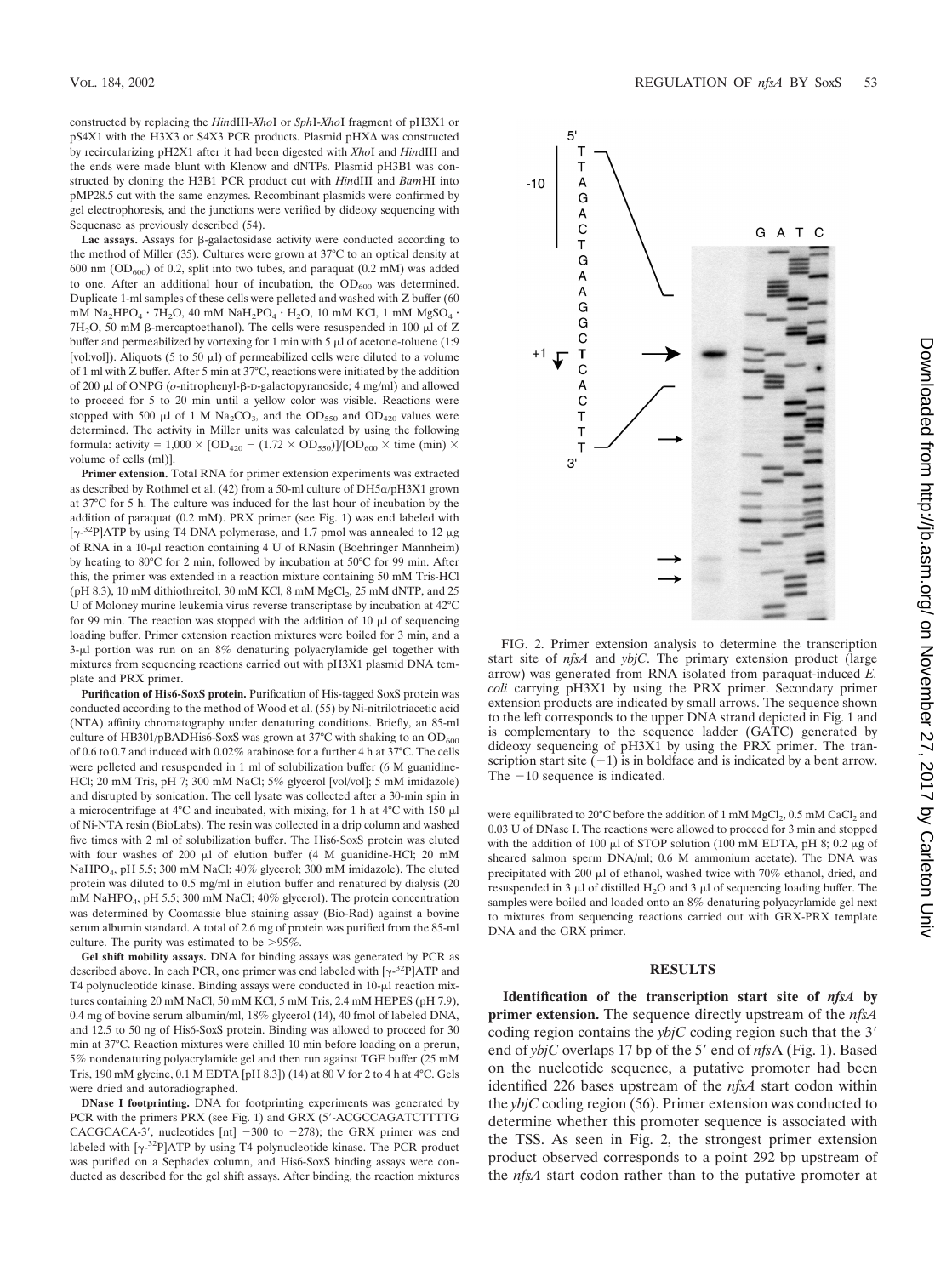constructed by replacing the *Hin*dIII-*Xho*I or *Sph*I-*Xho*I fragment of pH3X1 or pS4X1 with the H3X3 or S4X3 PCR products. Plasmid pHXΔ was constructed by recircularizing pH2X1 after it had been digested with *Xho*I and *Hin*dIII and the ends were made blunt with Klenow and dNTPs. Plasmid pH3B1 was constructed by cloning the H3B1 PCR product cut with *Hin*dIII and *Bam*HI into pMP28.5 cut with the same enzymes. Recombinant plasmids were confirmed by gel electrophoresis, and the junctions were verified by dideoxy sequencing with Sequenase as previously described (54).

**Lac assays.** Assays for β-galactosidase activity were conducted according to the method of Miller (35). Cultures were grown at 37°C to an optical density at 600 nm ($OD_{600}$) of 0.2, split into two tubes, and paraquat (0.2 mM) was added to one. After an additional hour of incubation, the $OD_{600}$ was determined. Duplicate 1-ml samples of these cells were pelleted and washed with Z buffer (60 mM $Na_2HPO_4 \cdot 7H_2O$, 40 mM $NaH_2PO_4 \cdot H_2O$, 10 mM KCl, 1 mM $MgSO_4 \cdot 7H_2O$, 50 mM β-mercaptoethanol). The cells were resuspended in 100 μl of Z buffer and permeabilized by vortexing for 1 min with 5 μl of acetone-toluene (1:9 [vol:vol]). Aliquots (5 to 50 μl) of permeabilized cells were diluted to a volume of 1 ml with Z buffer. After 5 min at 37°C, reactions were initiated by the addition of 200 μl of ONPG (*o*-nitrophenyl-β-D-galactopyranoside; 4 mg/ml) and allowed to proceed for 5 to 20 min until a yellow color was visible. Reactions were stopped with 500 μl of 1 M $Na_2CO_3$, and the $OD_{550}$ and $OD_{420}$ values were determined. The activity in Miller units was calculated by using the following formula: activity = $1{,}000 \times [OD_{420} - (1.72 \times OD_{550})]/[OD_{600} \times \text{time (min)} \times \text{volume of cells (ml)}]$.

**Primer extension.** Total RNA for primer extension experiments was extracted as described by Rothmel et al. (42) from a 50-ml culture of DH5α/pH3X1 grown at 37°C for 5 h. The culture was induced for the last hour of incubation by the addition of paraquat (0.2 mM). PRX primer (see Fig. 1) was end labeled with [γ-$^{32}$P]ATP by using T4 DNA polymerase, and 1.7 pmol was annealed to 12 μg of RNA in a 10-μl reaction containing 4 U of RNasin (Boehringer Mannheim) by heating to 80°C for 2 min, followed by incubation at 50°C for 99 min. After this, the primer was extended in a reaction mixture containing 50 mM Tris-HCl (pH 8.3), 10 mM dithiothreitol, 30 mM KCl, 8 mM $MgCl_2$, 25 mM dNTP, and 25 U of Moloney murine leukemia virus reverse transcriptase by incubation at 42°C for 99 min. The reaction was stopped with the addition of 10 μl of sequencing loading buffer. Primer extension reaction mixtures were boiled for 3 min, and a 3-μl portion was run on an 8% denaturing polyacrylamide gel together with mixtures from sequencing reactions carried out with pH3X1 plasmid DNA template and PRX primer.

**Purification of His6-SoxS protein.** Purification of His-tagged SoxS protein was conducted according to the method of Wood et al. (55) by Ni-nitrilotriacetic acid (NTA) affinity chromatography under denaturing conditions. Briefly, an 85-ml culture of HB301/pBADHis6-SoxS was grown at 37°C with shaking to an $OD_{600}$ of 0.6 to 0.7 and induced with 0.02% arabinose for a further 4 h at 37°C. The cells were pelleted and resuspended in 1 ml of solubilization buffer (6 M guanidine-HCl; 20 mM Tris, pH 7; 300 mM NaCl; 5% glycerol [vol/vol]; 5 mM imidazole) and disrupted by sonication. The cell lysate was collected after a 30-min spin in a microcentrifuge at 4°C and incubated, with mixing, for 1 h at 4°C with 150 μl of Ni-NTA resin (BioLabs). The resin was collected in a drip column and washed five times with 2 ml of solubilization buffer. The His6-SoxS protein was eluted with four washes of 200 μl of elution buffer (4 M guanidine-HCl; 20 mM $NaHPO_4$, pH 5.5; 300 mM NaCl; 40% glycerol; 300 mM imidazole). The eluted protein was diluted to 0.5 mg/ml in elution buffer and renatured by dialysis (20 mM $NaHPO_4$, pH 5.5; 300 mM NaCl; 40% glycerol). The protein concentration was determined by Coomassie blue staining assay (Bio-Rad) against a bovine serum albumin standard. A total of 2.6 mg of protein was purified from the 85-ml culture. The purity was estimated to be >95%.

**Gel shift mobility assays.** DNA for binding assays was generated by PCR as described above. In each PCR, one primer was end labeled with [γ-$^{32}$P]ATP and T4 polynucleotide kinase. Binding assays were conducted in 10-μl reaction mixtures containing 20 mM NaCl, 50 mM KCl, 5 mM Tris, 2.4 mM HEPES (pH 7.9), 0.4 mg of bovine serum albumin/ml, 18% glycerol (14), 40 fmol of labeled DNA, and 12.5 to 50 ng of His6-SoxS protein. Binding was allowed to proceed for 30 min at 37°C. Reaction mixtures were chilled 10 min before loading on a prerun, 5% nondenaturing polyacrylamide gel and then run against TGE buffer (25 mM Tris, 190 mM glycine, 0.1 M EDTA [pH 8.3]) (14) at 80 V for 2 to 4 h at 4°C. Gels were dried and autoradiographed.

**DNase I footprinting.** DNA for footprinting experiments was generated by PCR with the primers PRX (see Fig. 1) and GRX (5′-ACGCCAGATCTTTTG CACGCACA-3′, nucleotides [nt] −300 to −278); the GRX primer was end labeled with [γ-$^{32}$P]ATP by using T4 polynucleotide kinase. The PCR product was purified on a Sephadex column, and His6-SoxS binding assays were conducted as described for the gel shift assays. After binding, the reaction mixtures were equilibrated to 20°C before the addition of 1 mM $MgCl_2$, 0.5 mM $CaCl_2$ and 0.03 U of DNase I. The reactions were allowed to proceed for 3 min and stopped with the addition of 100 μl of STOP solution (100 mM EDTA, pH 8; 0.2 μg of sheared salmon sperm DNA/ml; 0.6 M ammonium acetate). The DNA was precipitated with 200 μl of ethanol, washed twice with 70% ethanol, dried, and resuspended in 3 μl of distilled $H_2O$ and 3 μl of sequencing loading buffer. The samples were boiled and loaded onto an 8% denaturing polyacrylamide gel next to mixtures from sequencing reactions carried out with GRX-PRX template DNA and the GRX primer.

FIG. 2. Primer extension analysis to determine the transcription start site of *nfsA* and *ybjC*. The primary extension product (large arrow) was generated from RNA isolated from paraquat-induced *E. coli* carrying pH3X1 by using the PRX primer. Secondary primer extension products are indicated by small arrows. The sequence shown to the left corresponds to the upper DNA strand depicted in Fig. 1 and is complementary to the sequence ladder (GATC) generated by dideoxy sequencing of pH3X1 by using the PRX primer. The transcription start site (+1) is in boldface and is indicated by a bent arrow. The −10 sequence is indicated.

## RESULTS

**Identification of the transcription start site of *nfsA* by primer extension.** The sequence directly upstream of the *nfsA* coding region contains the *ybjC* coding region such that the 3′ end of *ybjC* overlaps 17 bp of the 5′ end of *nfs*A (Fig. 1). Based on the nucleotide sequence, a putative promoter had been identified 226 bases upstream of the *nfsA* start codon within the *ybjC* coding region (56). Primer extension was conducted to determine whether this promoter sequence is associated with the TSS. As seen in Fig. 2, the strongest primer extension product observed corresponds to a point 292 bp upstream of the *nfsA* start codon rather than to the putative promoter at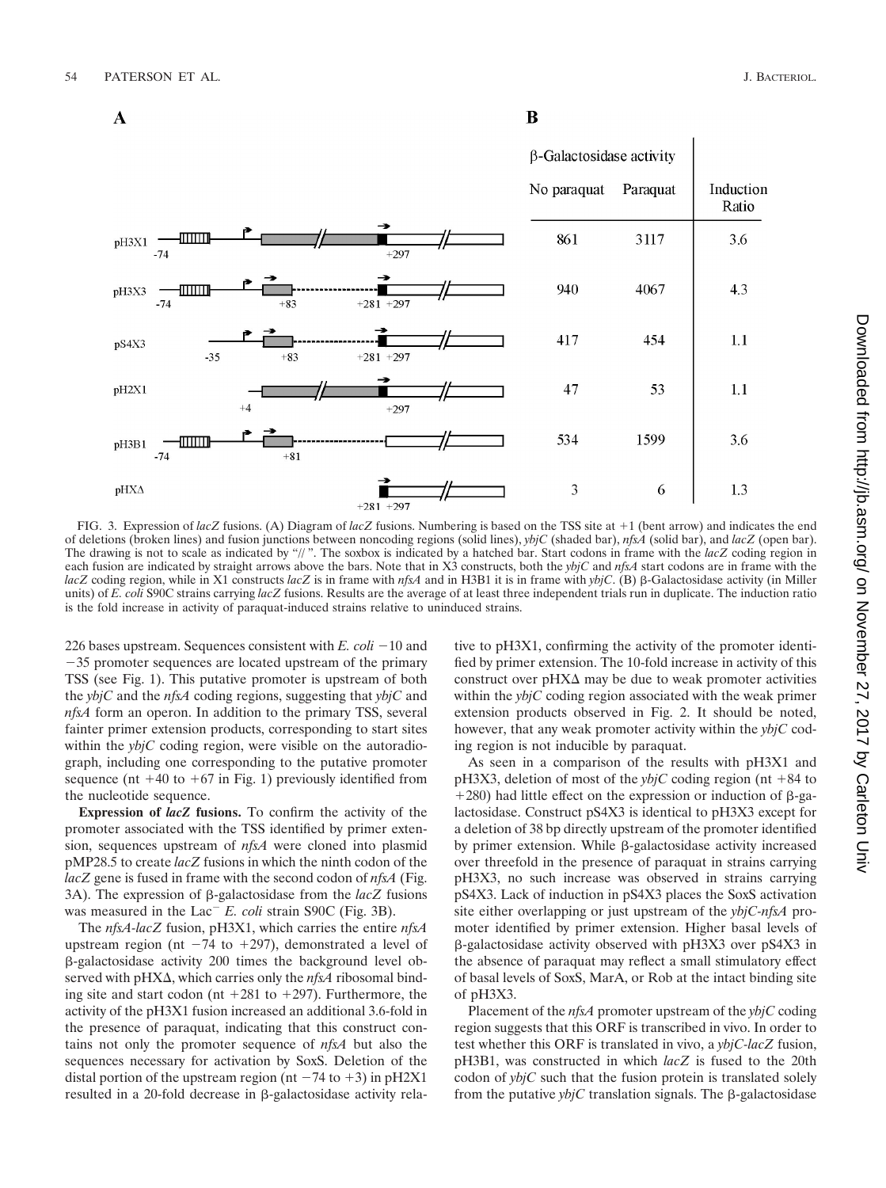**A**

**B**

| Construct | β-Galactosidase activity: No paraquat | β-Galactosidase activity: Paraquat | Induction Ratio |
|---|---|---|---|
| pH3X1 (−74 to +297) | 861 | 3117 | 3.6 |
| pH3X3 (−74, +83, +281 +297) | 940 | 4067 | 4.3 |
| pS4X3 (−35, +83, +281 +297) | 417 | 454 | 1.1 |
| pH2X1 (+4 to +297) | 47 | 53 | 1.1 |
| pH3B1 (−74, +81) | 534 | 1599 | 3.6 |
| pHXΔ (+281 +297) | 3 | 6 | 1.3 |

FIG. 3. Expression of *lacZ* fusions. (A) Diagram of *lacZ* fusions. Numbering is based on the TSS site at +1 (bent arrow) and indicates the end of deletions (broken lines) and fusion junctions between noncoding regions (solid lines), *ybjC* (shaded bar), *nfsA* (solid bar), and *lacZ* (open bar). The drawing is not to scale as indicated by "//". The soxbox is indicated by a hatched bar. Start codons in frame with the *lacZ* coding region in each fusion are indicated by straight arrows above the bars. Note that in X3 constructs, both the *ybjC* and *nfsA* start codons are in frame with the *lacZ* coding region, while in X1 constructs *lacZ* is in frame with *nfsA* and in H3B1 it is in frame with *ybjC*. (B) β-Galactosidase activity (in Miller units) of *E. coli* S90C strains carrying *lacZ* fusions. Results are the average of at least three independent trials run in duplicate. The induction ratio is the fold increase in activity of paraquat-induced strains relative to uninduced strains.

226 bases upstream. Sequences consistent with *E. coli* −10 and −35 promoter sequences are located upstream of the primary TSS (see Fig. 1). This putative promoter is upstream of both the *ybjC* and the *nfsA* coding regions, suggesting that *ybjC* and *nfsA* form an operon. In addition to the primary TSS, several fainter primer extension products, corresponding to start sites within the *ybjC* coding region, were visible on the autoradiograph, including one corresponding to the putative promoter sequence (nt +40 to +67 in Fig. 1) previously identified from the nucleotide sequence.

**Expression of *lacZ* fusions.** To confirm the activity of the promoter associated with the TSS identified by primer extension, sequences upstream of *nfsA* were cloned into plasmid pMP28.5 to create *lacZ* fusions in which the ninth codon of the *lacZ* gene is fused in frame with the second codon of *nfsA* (Fig. 3A). The expression of β-galactosidase from the *lacZ* fusions was measured in the Lac$^-$ *E. coli* strain S90C (Fig. 3B).

The *nfsA-lacZ* fusion, pH3X1, which carries the entire *nfsA* upstream region (nt −74 to +297), demonstrated a level of β-galactosidase activity 200 times the background level observed with pHXΔ, which carries only the *nfsA* ribosomal binding site and start codon (nt +281 to +297). Furthermore, the activity of the pH3X1 fusion increased an additional 3.6-fold in the presence of paraquat, indicating that this construct contains not only the promoter sequence of *nfsA* but also the sequences necessary for activation by SoxS. Deletion of the distal portion of the upstream region (nt −74 to +3) in pH2X1 resulted in a 20-fold decrease in β-galactosidase activity relative to pH3X1, confirming the activity of the promoter identified by primer extension. The 10-fold increase in activity of this construct over pHXΔ may be due to weak promoter activities within the *ybjC* coding region associated with the weak primer extension products observed in Fig. 2. It should be noted, however, that any weak promoter activity within the *ybjC* coding region is not inducible by paraquat.

As seen in a comparison of the results with pH3X1 and pH3X3, deletion of most of the *ybjC* coding region (nt +84 to +280) had little effect on the expression or induction of β-galactosidase. Construct pS4X3 is identical to pH3X3 except for a deletion of 38 bp directly upstream of the promoter identified by primer extension. While β-galactosidase activity increased over threefold in the presence of paraquat in strains carrying pH3X3, no such increase was observed in strains carrying pS4X3. Lack of induction in pS4X3 places the SoxS activation site either overlapping or just upstream of the *ybjC-nfsA* promoter identified by primer extension. Higher basal levels of β-galactosidase activity observed with pH3X3 over pS4X3 in the absence of paraquat may reflect a small stimulatory effect of basal levels of SoxS, MarA, or Rob at the intact binding site of pH3X3.

Placement of the *nfsA* promoter upstream of the *ybjC* coding region suggests that this ORF is transcribed in vivo. In order to test whether this ORF is translated in vivo, a *ybjC-lacZ* fusion, pH3B1, was constructed in which *lacZ* is fused to the 20th codon of *ybjC* such that the fusion protein is translated solely from the putative *ybjC* translation signals. The β-galactosidase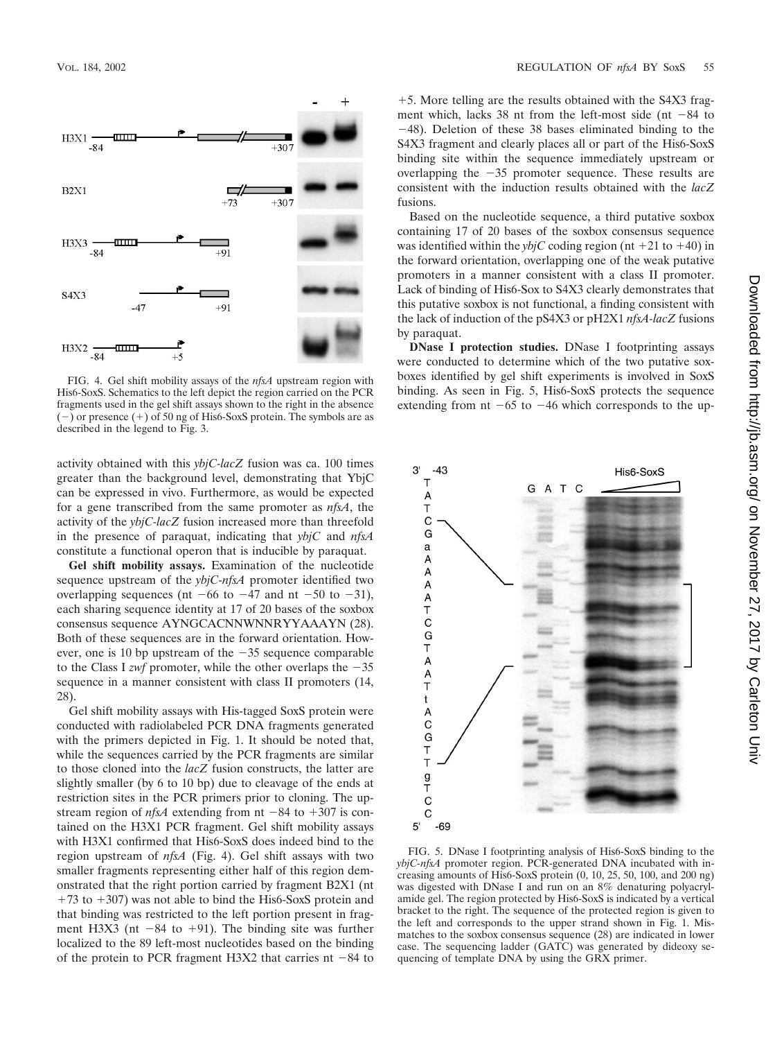FIG. 4. Gel shift mobility assays of the *nfsA* upstream region with His6-SoxS. Schematics to the left depict the region carried on the PCR fragments used in the gel shift assays shown to the right in the absence (−) or presence (+) of 50 ng of His6-SoxS protein. The symbols are as described in the legend to Fig. 3.

activity obtained with this *ybjC-lacZ* fusion was ca. 100 times greater than the background level, demonstrating that YbjC can be expressed in vivo. Furthermore, as would be expected for a gene transcribed from the same promoter as *nfsA*, the activity of the *ybjC-lacZ* fusion increased more than threefold in the presence of paraquat, indicating that *ybjC* and *nfsA* constitute a functional operon that is inducible by paraquat.

**Gel shift mobility assays.** Examination of the nucleotide sequence upstream of the *ybjC-nfsA* promoter identified two overlapping sequences (nt −66 to −47 and nt −50 to −31), each sharing sequence identity at 17 of 20 bases of the soxbox consensus sequence AYNGCACNNWNNRYYAAAYN (28). Both of these sequences are in the forward orientation. However, one is 10 bp upstream of the −35 sequence comparable to the Class I *zwf* promoter, while the other overlaps the −35 sequence in a manner consistent with class II promoters (14, 28).

Gel shift mobility assays with His-tagged SoxS protein were conducted with radiolabeled PCR DNA fragments generated with the primers depicted in Fig. 1. It should be noted that, while the sequences carried by the PCR fragments are similar to those cloned into the *lacZ* fusion constructs, the latter are slightly smaller (by 6 to 10 bp) due to cleavage of the ends at restriction sites in the PCR primers prior to cloning. The upstream region of *nfsA* extending from nt −84 to +307 is contained on the H3X1 PCR fragment. Gel shift mobility assays with H3X1 confirmed that His6-SoxS does indeed bind to the region upstream of *nfsA* (Fig. 4). Gel shift assays with two smaller fragments representing either half of this region demonstrated that the right portion carried by fragment B2X1 (nt +73 to +307) was not able to bind the His6-SoxS protein and that binding was restricted to the left portion present in fragment H3X3 (nt −84 to +91). The binding site was further localized to the 89 left-most nucleotides based on the binding of the protein to PCR fragment H3X2 that carries nt −84 to +5. More telling are the results obtained with the S4X3 fragment which, lacks 38 nt from the left-most side (nt −84 to −48). Deletion of these 38 bases eliminated binding to the S4X3 fragment and clearly places all or part of the His6-SoxS binding site within the sequence immediately upstream or overlapping the −35 promoter sequence. These results are consistent with the induction results obtained with the *lacZ* fusions.

Based on the nucleotide sequence, a third putative soxbox containing 17 of 20 bases of the soxbox consensus sequence was identified within the *ybjC* coding region (nt +21 to +40) in the forward orientation, overlapping one of the weak putative promoters in a manner consistent with a class II promoter. Lack of binding of His6-Sox to S4X3 clearly demonstrates that this putative soxbox is not functional, a finding consistent with the lack of induction of the pS4X3 or pH2X1 *nfsA-lacZ* fusions by paraquat.

**DNase I protection studies.** DNase I footprinting assays were conducted to determine which of the two putative soxboxes identified by gel shift experiments is involved in SoxS binding. As seen in Fig. 5, His6-SoxS protects the sequence extending from nt −65 to −46 which corresponds to the up-

FIG. 5. DNase I footprinting analysis of His6-SoxS binding to the *ybjC-nfsA* promoter region. PCR-generated DNA incubated with increasing amounts of His6-SoxS protein (0, 10, 25, 50, 100, and 200 ng) was digested with DNase I and run on an 8% denaturing polyacrylamide gel. The region protected by His6-SoxS is indicated by a vertical bracket to the right. The sequence of the protected region is given to the left and corresponds to the upper strand shown in Fig. 1. Mismatches to the soxbox consensus sequence (28) are indicated in lower case. The sequencing ladder (GATC) was generated by dideoxy sequencing of template DNA by using the GRX primer.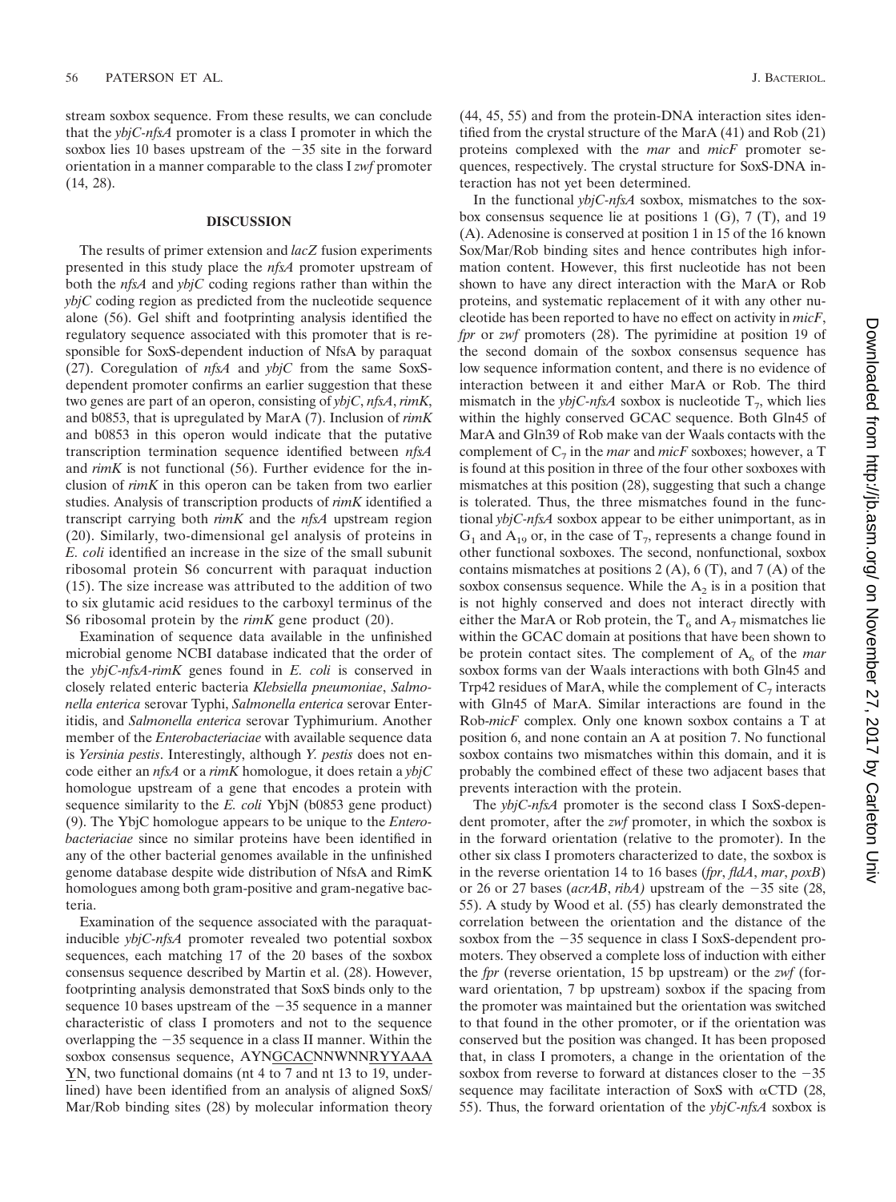stream soxbox sequence. From these results, we can conclude that the *ybjC-nfsA* promoter is a class I promoter in which the soxbox lies 10 bases upstream of the −35 site in the forward orientation in a manner comparable to the class I *zwf* promoter (14, 28).

## DISCUSSION

The results of primer extension and *lacZ* fusion experiments presented in this study place the *nfsA* promoter upstream of both the *nfsA* and *ybjC* coding regions rather than within the *ybjC* coding region as predicted from the nucleotide sequence alone (56). Gel shift and footprinting analysis identified the regulatory sequence associated with this promoter that is responsible for SoxS-dependent induction of NfsA by paraquat (27). Coregulation of *nfsA* and *ybjC* from the same SoxS-dependent promoter confirms an earlier suggestion that these two genes are part of an operon, consisting of *ybjC*, *nfsA*, *rimK*, and b0853, that is upregulated by MarA (7). Inclusion of *rimK* and b0853 in this operon would indicate that the putative transcription termination sequence identified between *nfsA* and *rimK* is not functional (56). Further evidence for the inclusion of *rimK* in this operon can be taken from two earlier studies. Analysis of transcription products of *rimK* identified a transcript carrying both *rimK* and the *nfsA* upstream region (20). Similarly, two-dimensional gel analysis of proteins in *E. coli* identified an increase in the size of the small subunit ribosomal protein S6 concurrent with paraquat induction (15). The size increase was attributed to the addition of two to six glutamic acid residues to the carboxyl terminus of the S6 ribosomal protein by the *rimK* gene product (20).

Examination of sequence data available in the unfinished microbial genome NCBI database indicated that the order of the *ybjC-nfsA-rimK* genes found in *E. coli* is conserved in closely related enteric bacteria *Klebsiella pneumoniae*, *Salmonella enterica* serovar Typhi, *Salmonella enterica* serovar Enteritidis, and *Salmonella enterica* serovar Typhimurium. Another member of the *Enterobacteriaciae* with available sequence data is *Yersinia pestis*. Interestingly, although *Y. pestis* does not encode either an *nfsA* or a *rimK* homologue, it does retain a *ybjC* homologue upstream of a gene that encodes a protein with sequence similarity to the *E. coli* YbjN (b0853 gene product) (9). The YbjC homologue appears to be unique to the *Enterobacteriaciae* since no similar proteins have been identified in any of the other bacterial genomes available in the unfinished genome database despite wide distribution of NfsA and RimK homologues among both gram-positive and gram-negative bacteria.

Examination of the sequence associated with the paraquat-inducible *ybjC-nfsA* promoter revealed two potential soxbox sequences, each matching 17 of the 20 bases of the soxbox consensus sequence described by Martin et al. (28). However, footprinting analysis demonstrated that SoxS binds only to the sequence 10 bases upstream of the −35 sequence in a manner characteristic of class I promoters and not to the sequence overlapping the −35 sequence in a class II manner. Within the soxbox consensus sequence, AYN<u>GCAC</u>NNWNN<u>RYYAAA</u> <u>Y</u>N, two functional domains (nt 4 to 7 and nt 13 to 19, underlined) have been identified from an analysis of aligned SoxS/Mar/Rob binding sites (28) by molecular information theory (44, 45, 55) and from the protein-DNA interaction sites identified from the crystal structure of the MarA (41) and Rob (21) proteins complexed with the *mar* and *micF* promoter sequences, respectively. The crystal structure for SoxS-DNA interaction has not yet been determined.

In the functional *ybjC-nfsA* soxbox, mismatches to the soxbox consensus sequence lie at positions 1 (G), 7 (T), and 19 (A). Adenosine is conserved at position 1 in 15 of the 16 known Sox/Mar/Rob binding sites and hence contributes high information content. However, this first nucleotide has not been shown to have any direct interaction with the MarA or Rob proteins, and systematic replacement of it with any other nucleotide has been reported to have no effect on activity in *micF*, *fpr* or *zwf* promoters (28). The pyrimidine at position 19 of the second domain of the soxbox consensus sequence has low sequence information content, and there is no evidence of interaction between it and either MarA or Rob. The third mismatch in the *ybjC-nfsA* soxbox is nucleotide $T_7$, which lies within the highly conserved GCAC sequence. Both Gln45 of MarA and Gln39 of Rob make van der Waals contacts with the complement of $C_7$ in the *mar* and *micF* soxboxes; however, a T is found at this position in three of the four other soxboxes with mismatches at this position (28), suggesting that such a change is tolerated. Thus, the three mismatches found in the functional *ybjC-nfsA* soxbox appear to be either unimportant, as in $G_1$ and $A_{19}$ or, in the case of $T_7$, represents a change found in other functional soxboxes. The second, nonfunctional, soxbox contains mismatches at positions 2 (A), 6 (T), and 7 (A) of the soxbox consensus sequence. While the $A_2$ is in a position that is not highly conserved and does not interact directly with either the MarA or Rob protein, the $T_6$ and $A_7$ mismatches lie within the GCAC domain at positions that have been shown to be protein contact sites. The complement of $A_6$ of the *mar* soxbox forms van der Waals interactions with both Gln45 and Trp42 residues of MarA, while the complement of $C_7$ interacts with Gln45 of MarA. Similar interactions are found in the Rob-*micF* complex. Only one known soxbox contains a T at position 6, and none contain an A at position 7. No functional soxbox contains two mismatches within this domain, and it is probably the combined effect of these two adjacent bases that prevents interaction with the protein.

The *ybjC-nfsA* promoter is the second class I SoxS-dependent promoter, after the *zwf* promoter, in which the soxbox is in the forward orientation (relative to the promoter). In the other six class I promoters characterized to date, the soxbox is in the reverse orientation 14 to 16 bases (*fpr*, *fldA*, *mar*, *poxB*) or 26 or 27 bases (*acrAB*, *ribA)* upstream of the −35 site (28, 55). A study by Wood et al. (55) has clearly demonstrated the correlation between the orientation and the distance of the soxbox from the −35 sequence in class I SoxS-dependent promoters. They observed a complete loss of induction with either the *fpr* (reverse orientation, 15 bp upstream) or the *zwf* (forward orientation, 7 bp upstream) soxbox if the spacing from the promoter was maintained but the orientation was switched to that found in the other promoter, or if the orientation was conserved but the position was changed. It has been proposed that, in class I promoters, a change in the orientation of the soxbox from reverse to forward at distances closer to the −35 sequence may facilitate interaction of SoxS with αCTD (28, 55). Thus, the forward orientation of the *ybjC-nfsA* soxbox is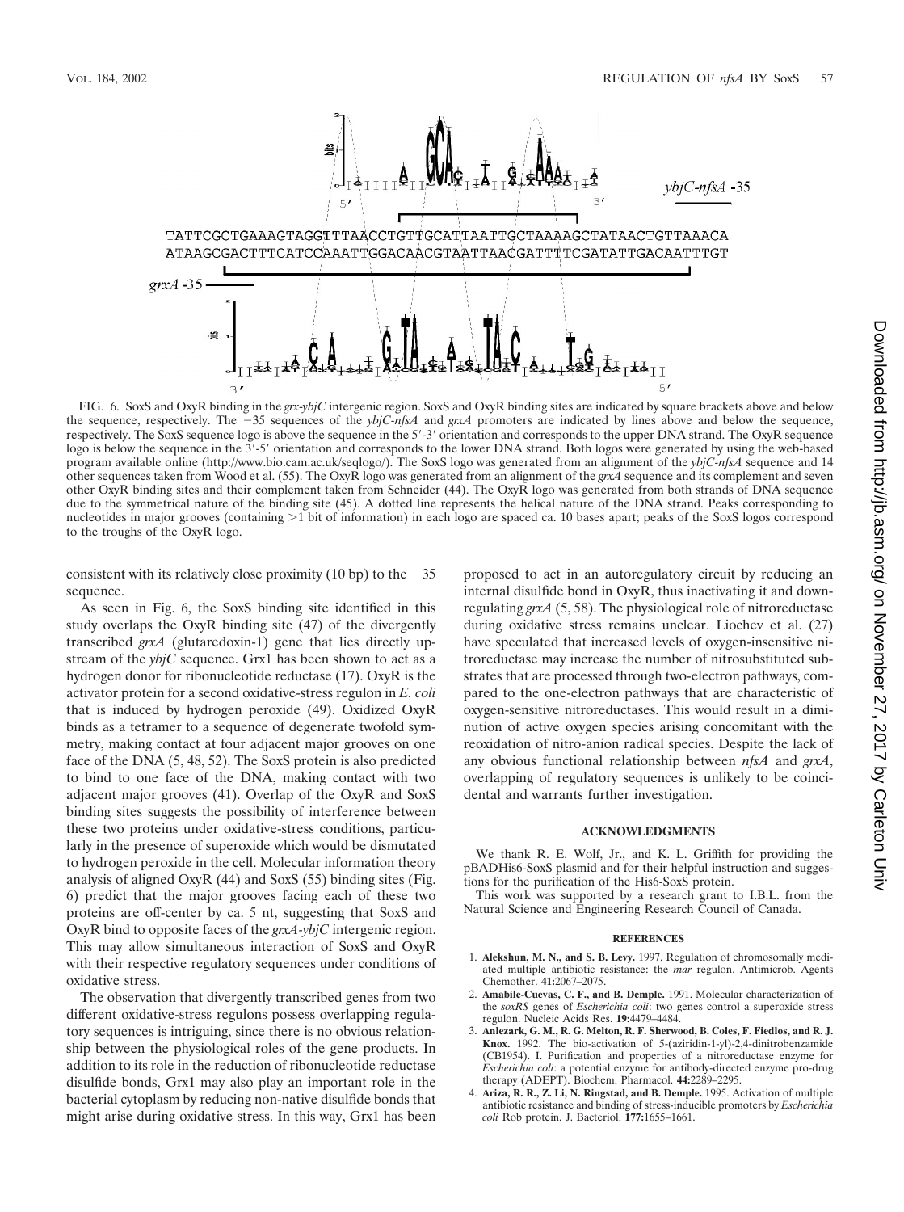FIG. 6. SoxS and OxyR binding in the *grx-ybjC* intergenic region. SoxS and OxyR binding sites are indicated by square brackets above and below the sequence, respectively. The −35 sequences of the *ybjC-nfsA* and *grxA* promoters are indicated by lines above and below the sequence, respectively. The SoxS sequence logo is above the sequence in the 5′-3′ orientation and corresponds to the upper DNA strand. The OxyR sequence logo is below the sequence in the 3′-5′ orientation and corresponds to the lower DNA strand. Both logos were generated by using the web-based program available online (http://www.bio.cam.ac.uk/seqlogo/). The SoxS logo was generated from an alignment of the *ybjC-nfsA* sequence and 14 other sequences taken from Wood et al. (55). The OxyR logo was generated from an alignment of the *grxA* sequence and its complement and seven other OxyR binding sites and their complement taken from Schneider (44). The OxyR logo was generated from both strands of DNA sequence due to the symmetrical nature of the binding site (45). A dotted line represents the helical nature of the DNA strand. Peaks corresponding to nucleotides in major grooves (containing >1 bit of information) in each logo are spaced ca. 10 bases apart; peaks of the SoxS logos correspond to the troughs of the OxyR logo.

consistent with its relatively close proximity (10 bp) to the −35 sequence.

As seen in Fig. 6, the SoxS binding site identified in this study overlaps the OxyR binding site (47) of the divergently transcribed *grxA* (glutaredoxin-1) gene that lies directly upstream of the *ybjC* sequence. Grx1 has been shown to act as a hydrogen donor for ribonucleotide reductase (17). OxyR is the activator protein for a second oxidative-stress regulon in *E. coli* that is induced by hydrogen peroxide (49). Oxidized OxyR binds as a tetramer to a sequence of degenerate twofold symmetry, making contact at four adjacent major grooves on one face of the DNA (5, 48, 52). The SoxS protein is also predicted to bind to one face of the DNA, making contact with two adjacent major grooves (41). Overlap of the OxyR and SoxS binding sites suggests the possibility of interference between these two proteins under oxidative-stress conditions, particularly in the presence of superoxide which would be dismutated to hydrogen peroxide in the cell. Molecular information theory analysis of aligned OxyR (44) and SoxS (55) binding sites (Fig. 6) predict that the major grooves facing each of these two proteins are off-center by ca. 5 nt, suggesting that SoxS and OxyR bind to opposite faces of the *grxA-ybjC* intergenic region. This may allow simultaneous interaction of SoxS and OxyR with their respective regulatory sequences under conditions of oxidative stress.

The observation that divergently transcribed genes from two different oxidative-stress regulons possess overlapping regulatory sequences is intriguing, since there is no obvious relationship between the physiological roles of the gene products. In addition to its role in the reduction of ribonucleotide reductase disulfide bonds, Grx1 may also play an important role in the bacterial cytoplasm by reducing non-native disulfide bonds that might arise during oxidative stress. In this way, Grx1 has been proposed to act in an autoregulatory circuit by reducing an internal disulfide bond in OxyR, thus inactivating it and downregulating *grxA* (5, 58). The physiological role of nitroreductase during oxidative stress remains unclear. Liochev et al. (27) have speculated that increased levels of oxygen-insensitive nitroreductase may increase the number of nitrosubstituted substrates that are processed through two-electron pathways, compared to the one-electron pathways that are characteristic of oxygen-sensitive nitroreductases. This would result in a diminution of active oxygen species arising concomitant with the reoxidation of nitro-anion radical species. Despite the lack of any obvious functional relationship between *nfsA* and *grxA*, overlapping of regulatory sequences is unlikely to be coincidental and warrants further investigation.

## ACKNOWLEDGMENTS

We thank R. E. Wolf, Jr., and K. L. Griffith for providing the pBADHis6-SoxS plasmid and for their helpful instruction and suggestions for the purification of the His6-SoxS protein.

This work was supported by a research grant to I.B.L. from the Natural Science and Engineering Research Council of Canada.

## REFERENCES

1. **Alekshun, M. N., and S. B. Levy.** 1997. Regulation of chromosomally mediated multiple antibiotic resistance: the *mar* regulon. Antimicrob. Agents Chemother. **41:**2067–2075.
2. **Amabile-Cuevas, C. F., and B. Demple.** 1991. Molecular characterization of the *soxRS* genes of *Escherichia coli*: two genes control a superoxide stress regulon. Nucleic Acids Res. **19:**4479–4484.
3. **Anlezark, G. M., R. G. Melton, R. F. Sherwood, B. Coles, F. Fiedlos, and R. J. Knox.** 1992. The bio-activation of 5-(aziridin-1-yl)-2,4-dinitrobenzamide (CB1954). I. Purification and properties of a nitroreductase enzyme for *Escherichia coli*: a potential enzyme for antibody-directed enzyme pro-drug therapy (ADEPT). Biochem. Pharmacol. **44:**2289–2295.
4. **Ariza, R. R., Z. Li, N. Ringstad, and B. Demple.** 1995. Activation of multiple antibiotic resistance and binding of stress-inducible promoters by *Escherichia coli* Rob protein. J. Bacteriol. **177:**1655–1661.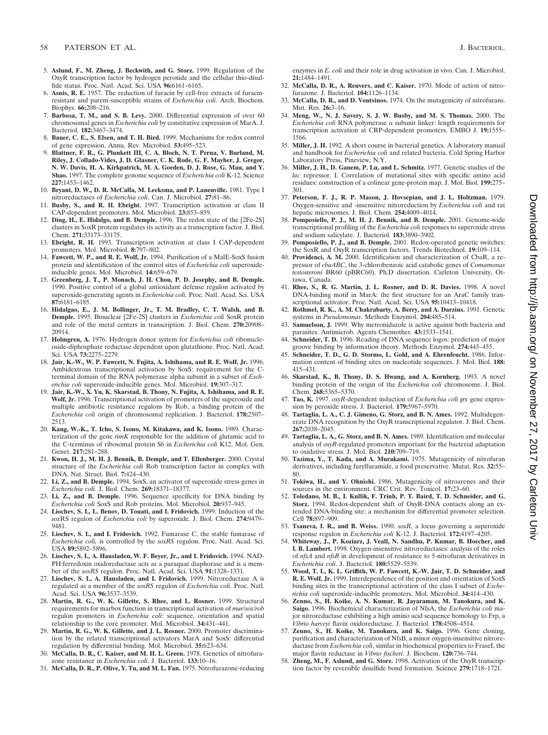5. **Aslund, F., M. Zheng, J. Beckwith, and G. Storz.** 1999. Regulation of the OxyR transcription factor by hydrogen peroxide and the cellular thio-disulfide status. Proc. Natl. Acad. Sci. USA **96:**6161–6165.
6. **Asnis, R. E.** 1957. The reduction of furacin by cell-free extracts of furacin-resistant and parent-susceptible strains of *Escherichia coli*. Arch. Biochem. Biophys. **66:**208–216.
7. **Barbosa, T. M., and S. B. Levy.** 2000. Differential expression of over 60 chromosomal genes in *Escherichia coli* by constitutive expression of MarA. J. Bacteriol. **182:**3467–3474.
8. **Bauer, C. E., S. Elsen, and T. H. Bird.** 1999. Mechanisms for redox control of gene expression. Annu. Rev. Microbiol. **53:**495–523.
9. **Blattner, F. R., G. Plunkett III, C. A. Bloch, N. T. Perna, V. Burland, M. Riley, J. Collado-Vides, J. D. Glasner, C. K. Rode, G. F. Mayhew, J. Gregor, N. W. Davis, H. A. Kirkpatrick, M. A. Goeden, D. J. Rose, G. Mau, and Y. Shao.** 1997. The complete genome sequence of *Escherichia coli* K-12. Science **227:**1453–1462.
10. **Bryant, D. W., D. R. McCalla, M. Leeksma, and P. Laneuville.** 1981. Type I nitroreductases of *Escherichia coli*. Can. J. Microbiol. **27:**81–86.
11. **Busby, S., and R. H. Ebright.** 1997. Transcription activation at class II CAP-dependent promoters. Mol. Microbiol. **23:**853–859.
12. **Ding, H., E. Hidalgo, and B. Demple.** 1996. The redox state of the [2Fe-2S] clusters in SoxR protein regulates its activity as a transcription factor. J. Biol. Chem. **271:**33173–33175.
13. **Ebright, R. H.** 1993. Transcription activation at class I CAP-dependent promoters. Mol. Microbiol. **8:**797–802.
14. **Fawcett, W. P., and R. E. Wolf, Jr.** 1994. Purification of a MalE-SoxS fusion protein and identification of the control sites of *Escherichia coli* superoxide-inducible genes. Mol. Microbiol. **14:**669–679.
15. **Greenberg, J. T., P. Monach, J. H. Chou, P. D. Josephy, and B. Demple.** 1990. Positive control of a global antioxidant defense regulon activated by superoxide-generating agents in *Escherichia coli*. Proc. Natl. Acad. Sci. USA **87:**6181–6185.
16. **Hidalgao, E., J. M. Bollinger, Jr., T. M. Bradley, C. T. Walsh, and B. Demple.** 1995. Binuclear [2Fe-2S] clusters in *Escherichia coli* SoxR protein and role of the metal centers in transcription. J. Biol. Chem. **270:**20908–20914.
17. **Holmgren, A.** 1976. Hydrogen donor system for *Escherichia coli* ribonucleoside-diphosphate reductase dependent upon glutathione. Proc. Natl. Acad. Sci. USA **73:**2275–2279.
18. **Jair, K.-W., W. P. Fawcett, N. Fujita, A. Ishihama, and R. E. Wolf, Jr.** 1996. Ambidextrous transcriptional activation by SoxS: requirement for the C-terminal domain of the RNA polymerase alpha subunit in a subset of *Escherichia coli* superoxide-inducible genes. Mol. Microbiol. **19:**307–317.
19. **Jair, K.-W., X. Yu, K. Skarstad, B. Thony, N. Fujita, A. Ishihama, and R. E. Wolf, Jr.** 1996. Transcriptional activation of promoters of the superoxide and multiple antibiotic resistance regulons by Rob, a binding protein of the *Escherichia coli* origin of chromosomal replication. J. Bacteriol. **178:**2507–2513.
20. **Kang, W.-K., T. Icho, S. Isono, M. Kitakawa, and K. Isono.** 1989. Characterization of the gene *rimK* responsible for the addition of glutamic acid to the C-terminus of ribosomal protein S6 in *Escherichia coli* K12. Mol. Gen. Genet. **217:**281–288.
21. **Kwon, H. J., M. H. J. Bennik, B. Demple, and T. Ellenberger.** 2000. Crystal structure of the *Escherichia coli* Rob transcription factor in complex with DNA. Nat. Struct. Biol. **7:**424–430.
22. **Li, Z., and B. Demple.** 1994. SoxS, an activator of superoxide stress genes in *Escherichia coli.* J. Biol. Chem. **269:**18371–18377.
23. **Li, Z., and B. Demple.** 1996. Sequence specificity for DNA binding by *Escherichia coli* SoxS and Rob proteins. Mol. Microbiol. **20:**937–945.
24. **Liochev, S. I., L. Benov, D. Touati, and I. Fridovich.** 1999. Induction of the *sox*RS regulon of *Escherichia coli* by superoxide. J. Biol. Chem. **274:**9479–9481.
25. **Liochev, S. I., and I. Fridovich.** 1992. Fumarase C, the stable fumarase of *Escherichia coli,* is controlled by the *soxRS* regulon. Proc. Natl. Acad. Sci. USA **89:**5892–5896.
26. **Liochev, S. I., A. Hausladen, W. F. Beyer, Jr., and I. Fridovich.** 1994. NADPH:ferredoxin oxidoreductase acts as a paraquat diaphorase and is a member of the *soxRS* regulon. Proc. Natl. Acad. Sci. USA **91:**1328–1331.
27. **Liochev, S. I., A. Hausladen, and I. Fridovich.** 1999. Nitroreductase A is regulated as a member of the *soxRS* regulon of *Escherichia coli*. Proc. Natl. Acad. Sci. USA **96:**3537–3539.
28. **Martin, R. G., W. K. Gillette, S. Rhee, and L. Rosner.** 1999. Structural requirements for marbox function in transcriptional activation of *mar/sox/rob* regulon promoters in *Escherichia coli*: sequence, orientation and spatial relationship to the core promoter. Mol. Microbiol. **34:**431–441.
29. **Martin, R. G., W. K. Gillette, and J. L. Rosner.** 2000. Promoter discrimination by the related transcriptional activators MarA and SoxS: differential regulation by differential binding. Mol. Microbiol. **35:**623–634.
30. **McCalla, D. R., C. Kaiser, and M. H. L. Green.** 1978. Genetics of nitrofurazone resistance in *Escherichia coli*. J. Bacteriol. **133:**10–16.
31. **McCalla, D. R., P. Olive, Y. Tu, and M. L. Fan.** 1975. Nitrofurazone-reducing enzymes in *E. coli* and their role in drug activation in vivo. Can. J. Microbiol. **21:**1484–1491.
32. **McCalla, D. R., A. Reuvers, and C. Kaiser.** 1970. Mode of action of nitrofurazone. J. Bacteriol. **104:**1126–1134.
33. **McCalla, D. R., and D. Voutsinos.** 1974. On the mutagenicity of nitrofurans. Mut. Res. **26:**3–16.
34. **Meng, W., N. J. Savery, S. J. W. Busby, and M. S. Thomas.** 2000. The *Escherichia coli* RNA polymerase α subunit linker: length requirements for transcription activation at CRP-dependent promoters. EMBO J. **19:**1555–1566.
35. **Miller, J. H.** 1992. A short course in bacterial genetics. A laboratory manual and handbook for *Escherichia coli* and related bacteria. Cold Spring Harbor Laboratory Press, Pineview, N.Y.
36. **Miller, J. H., D. Ganem, P. Lu, and L. Schmitz.** 1977. Genetic studies of the *lac* repressor. I. Correlation of mutational sites with specific amino acid residues: construction of a colinear gene-protein map. J. Mol. Biol. **199:**275–301.
37. **Peterson, F. J., R. P. Mason, J. Hovsepian, and J. L. Holtzman.** 1979. Oxygen-sensitive and -insensitive nitroreduction by *Escherichia coli* and rat hepatic microsomes. J. Biol. Chem. **254:**4009–4014.
38. **Pomposiello, P. J., M. H. J. Bennik, and B. Demple.** 2001. Genome-wide transcriptional profiling of the *Escherichia coli* responses to superoxide stress and sodium salicylate. J. Bacteriol. **183:**3890–3902.
39. **Pomposiello, P. J., and B. Demple.** 2001. Redox-operated genetic switches: the SoxR and OxyR transcription factors. Trends Biotechnol. **19:**109–114.
40. **Providenci, A. M.** 2000. Identification and characterization of CbaR, a repressor of *cbaABC*, the 3-chlorobenzoic acid catabolic genes of *Comamonas testosteroni* BR60 (pBRC60). Ph.D dissertation. Carleton University, Ottawa, Canada.
41. **Rhee, S., R. G. Martin, J. L. Rosner, and D. R. Davies.** 1998. A novel DNA-binding motif in MarA: the first structure for an AraC family transcriptional activator. Proc. Natl. Acad. Sci. USA **95:**10413–10418.
42. **Rothmel, R. K., A. M. Chakrabarty, A. Berry, and A. Darzins.** 1991. Genetic systems in *Pseudomonas*. Methods Enzymol. **204:**485–514.
43. **Samuelson, J.** 1999. Why metronidazole is active against both bacteria and parasites. Antimicrob. Agents Chemother. **43:**1533–1541.
44. **Schneider, T. D.** 1996. Reading of DNA sequence logos: prediction of major groove binding by information theory. Methods Enzymol. **274:**445–455.
45. **Schneider, T. D., G. D. Stormo, L. Gold, and A. Ehrenfeucht.** 1986. Information content of binding sites on nucleotide sequences. J. Mol. Biol. **188:**415–431.
46. **Skarstad, K., B. Thony, D. S. Hwang, and A. Kornberg.** 1993. A novel binding protein of the origin of the *Escherichia coli* chromosome. J. Biol. Chem. **268:**5365–5370.
47. **Tao, K.** 1997. *oxyR*-dependent induction of *Escherichia coli grx* gene expression by peroxide stress. J. Bacteriol. **179:**5967–5970.
48. **Tartaglia, L. A., C. J. Gimeno, G. Storz, and B. N. Ames.** 1992. Multidegenerate DNA recognition by the OxyR transcriptional regulator. J. Biol. Chem. **267:**2038–2045.
49. **Tartaglia, L. A., G. Storz, and B. N. Ames.** 1989. Identification and molecular analysis of *oxyR*-regulated promoters important for the bacterial adaptation to oxidative stress. J. Mol. Biol. **210:**709–719.
50. **Tazima, Y., T. Kada, and A. Murakami.** 1975. Mutagenicity of nitrofuran derivatives, including furylfuramide, a food preservative. Mutat. Res. **32:**55–80.
51. **Tokiwa, H., and Y. Ohnishi.** 1986. Mutagenicity of nitroarenes and their sources in the environment. CRC Crit. Rev. Toxicol. **17:**23–60.
52. **Toledano, M. B., I. Kullik, F. Trinh, P. T. Baird, T. D. Schneider, and G. Storz.** 1994. Redox-dependent shift of OxyR-DNA contacts along an extended DNA-binding site: a mechanism for differential promoter selection. Cell **78:**897–909.
53. **Tsaneva, I. R., and B. Weiss.** 1990. *soxR*, a locus governing a superoxide response regulon in *Escherichia coli* K-12. J. Bacteriol. **172:**4197–4205.
54. **Whiteway, J., P. Koziarz, J. Veall, N. Sandhu, P. Kumar, B. Hoecher, and I. B. Lambert.** 1998. Oxygen-insensitive nitroreductases: analysis of the roles of *nfsA* and *nfsB* in development of resistance to 5-nitrofuran derivatives in *Escherichia coli*. J. Bacteriol. **180:**5529–5539.
55. **Wood, T. I., K. L. Griffith, W. P. Fawcett, K.-W. Jair, T. D. Schneider, and R. E. Wolf, Jr.** 1999. Interdependence of the position and orientation of SoxS binding sites in the transcriptional activation of the class I subset of *Escherichia coli* superoxide-inducible promoters. Mol. Microbiol. **34:**414–430.
56. **Zenno, S., H. Koike, A. N. Kumar, R. Jayaraman, M. Tanokura, and K. Saigo.** 1996. Biochemical characterization of NfsA, the *Escherichia coli* major nitroreductase exhibiting a high amino acid sequence homology to Frp, a *Vibrio harveyi* flavin oxidoreductase. J. Bacteriol. **178:**4508–4514.
57. **Zenno, S., H. Koike, M. Tanokura, and K. Saigo.** 1996. Gene cloning, purification and characterization of NfsB, a minor oxygen-insensitive nitroreductase from *Escherichia coli*, similar in biochemical properties to FraseI, the major flavin reductase in *Vibrio fischeri*. J. Biochem. **120:**736–744.
58. **Zheng, M., F. Aslund, and G. Storz.** 1998. Activation of the OxyR transcription factor by reversible disulfide bond formation. Science **279:**1718–1721.